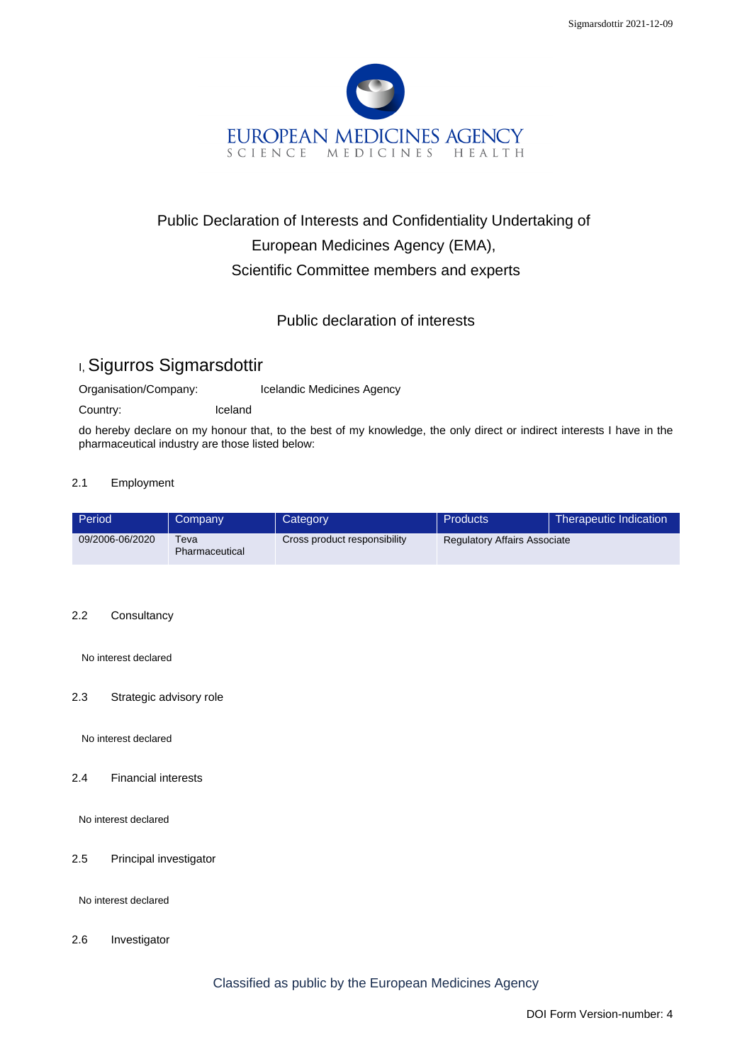# Public Declaration of Interests and Confidentiality Undertaking of European Medicines Agency (EMA), Scientific Committee members and experts

## Public declaration of interests

I, Sigurros Sigmarsdottir

Organisation/Company: Icelandic Medicines Agency

Country: Iceland

do hereby declare on my honour that, to the best of my knowledge, the only direct or indirect interests I have in the pharmaceutical industry are those listed below:

### 2.1 Employment

| Period | Company | Category | Products | Therapeutic Indication |
|---|---|---|---|---|
| 09/2006-06/2020 | Teva Pharmaceutical | Cross product responsibility | Regulatory Affairs Associate | |

### 2.2 Consultancy

No interest declared

### 2.3 Strategic advisory role

No interest declared

### 2.4 Financial interests

No interest declared

### 2.5 Principal investigator

No interest declared

### 2.6 Investigator

Classified as public by the European Medicines Agency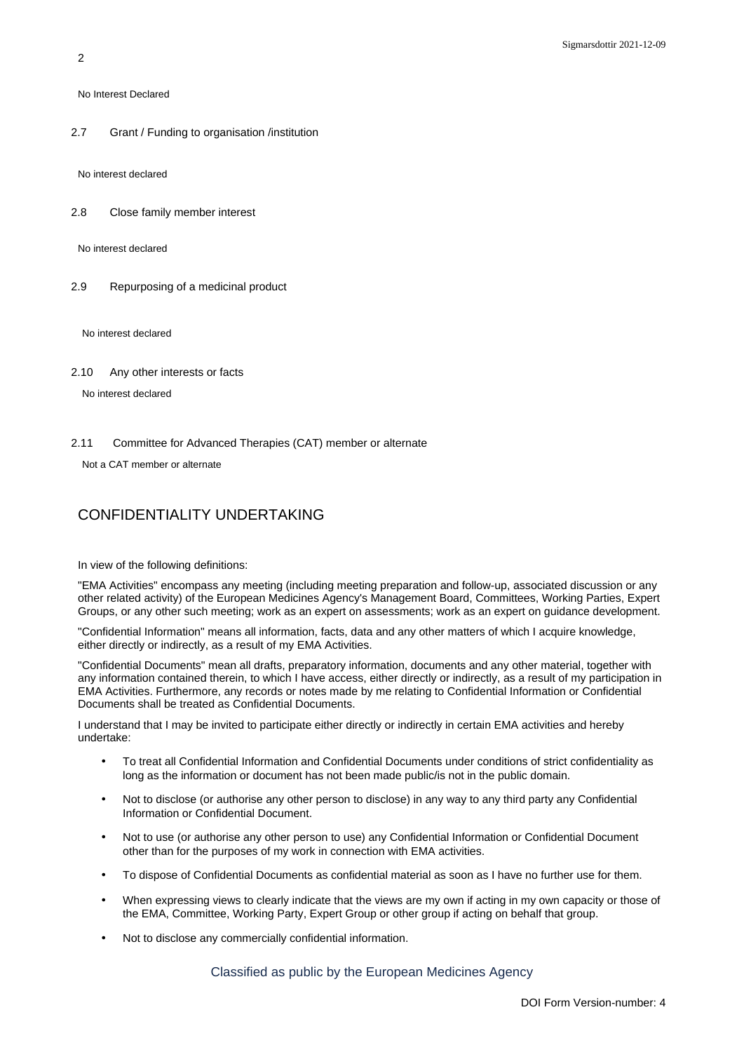No Interest Declared

2.7 Grant / Funding to organisation /institution

No interest declared

2.8 Close family member interest

No interest declared

2.9 Repurposing of a medicinal product

No interest declared

2.10 Any other interests or facts

No interest declared

2.11 Committee for Advanced Therapies (CAT) member or alternate

Not a CAT member or alternate

## CONFIDENTIALITY UNDERTAKING

In view of the following definitions:

"EMA Activities" encompass any meeting (including meeting preparation and follow-up, associated discussion or any other related activity) of the European Medicines Agency's Management Board, Committees, Working Parties, Expert Groups, or any other such meeting; work as an expert on assessments; work as an expert on guidance development.

"Confidential Information" means all information, facts, data and any other matters of which I acquire knowledge, either directly or indirectly, as a result of my EMA Activities.

"Confidential Documents" mean all drafts, preparatory information, documents and any other material, together with any information contained therein, to which I have access, either directly or indirectly, as a result of my participation in EMA Activities. Furthermore, any records or notes made by me relating to Confidential Information or Confidential Documents shall be treated as Confidential Documents.

I understand that I may be invited to participate either directly or indirectly in certain EMA activities and hereby undertake:

- To treat all Confidential Information and Confidential Documents under conditions of strict confidentiality as long as the information or document has not been made public/is not in the public domain.
- Not to disclose (or authorise any other person to disclose) in any way to any third party any Confidential Information or Confidential Document.
- Not to use (or authorise any other person to use) any Confidential Information or Confidential Document other than for the purposes of my work in connection with EMA activities.
- To dispose of Confidential Documents as confidential material as soon as I have no further use for them.
- When expressing views to clearly indicate that the views are my own if acting in my own capacity or those of the EMA, Committee, Working Party, Expert Group or other group if acting on behalf that group.
- Not to disclose any commercially confidential information.

Classified as public by the European Medicines Agency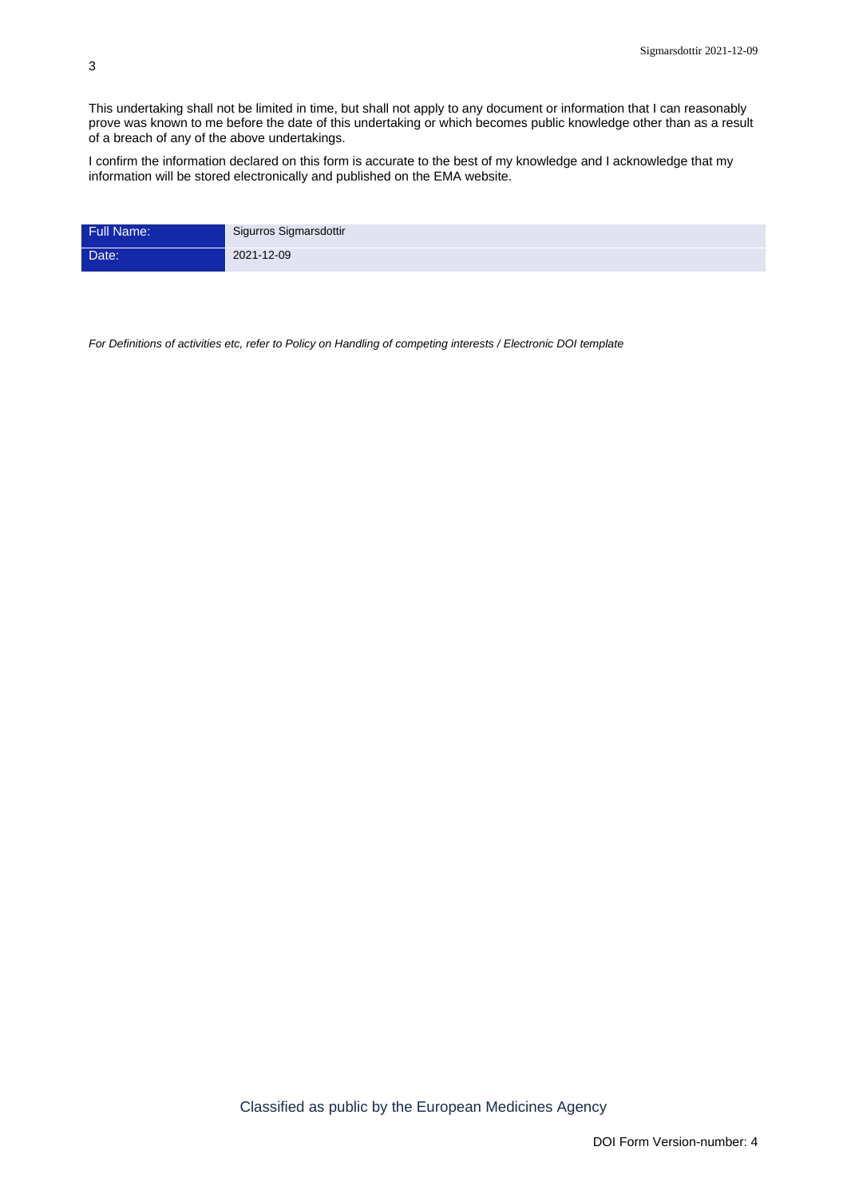This undertaking shall not be limited in time, but shall not apply to any document or information that I can reasonably prove was known to me before the date of this undertaking or which becomes public knowledge other than as a result of a breach of any of the above undertakings.

I confirm the information declared on this form is accurate to the best of my knowledge and I acknowledge that my information will be stored electronically and published on the EMA website.

| | |
|---|---|
| Full Name: | Sigurros Sigmarsdottir |
| Date: | 2021-12-09 |

*For Definitions of activities etc, refer to Policy on Handling of competing interests / Electronic DOI template*

Classified as public by the European Medicines Agency

DOI Form Version-number: 4